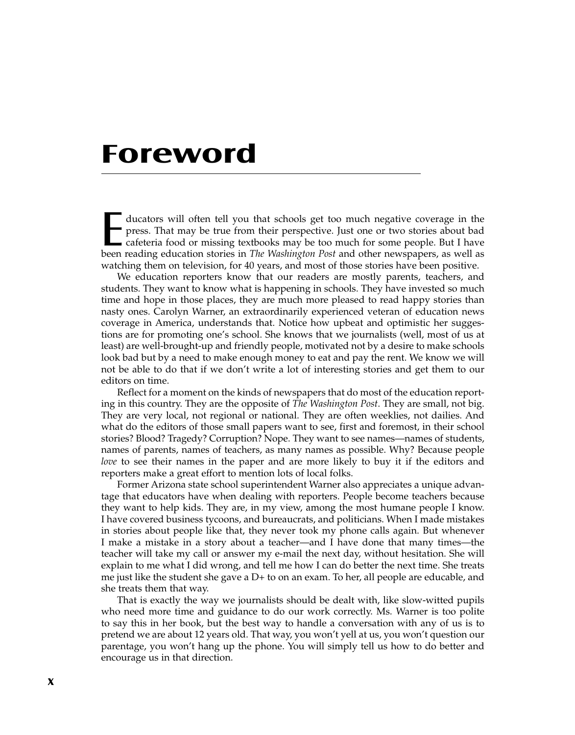# Foreword

Educators will often tell you that schools get too much negative coverage in the press. That may be true from their perspective. Just one or two stories about bad cafeteria food or missing textbooks may be too much for some people. But I have been reading education stories in *The Washington Post* and other newspapers, as well as watching them on television, for 40 years, and most of those stories have been positive.

We education reporters know that our readers are mostly parents, teachers, and students. They want to know what is happening in schools. They have invested so much time and hope in those places, they are much more pleased to read happy stories than nasty ones. Carolyn Warner, an extraordinarily experienced veteran of education news coverage in America, understands that. Notice how upbeat and optimistic her suggestions are for promoting one's school. She knows that we journalists (well, most of us at least) are well-brought-up and friendly people, motivated not by a desire to make schools look bad but by a need to make enough money to eat and pay the rent. We know we will not be able to do that if we don't write a lot of interesting stories and get them to our editors on time.

Reflect for a moment on the kinds of newspapers that do most of the education reporting in this country. They are the opposite of *The Washington Post*. They are small, not big. They are very local, not regional or national. They are often weeklies, not dailies. And what do the editors of those small papers want to see, first and foremost, in their school stories? Blood? Tragedy? Corruption? Nope. They want to see names—names of students, names of parents, names of teachers, as many names as possible. Why? Because people *love* to see their names in the paper and are more likely to buy it if the editors and reporters make a great effort to mention lots of local folks.

Former Arizona state school superintendent Warner also appreciates a unique advantage that educators have when dealing with reporters. People become teachers because they want to help kids. They are, in my view, among the most humane people I know. I have covered business tycoons, and bureaucrats, and politicians. When I made mistakes in stories about people like that, they never took my phone calls again. But whenever I make a mistake in a story about a teacher—and I have done that many times—the teacher will take my call or answer my e-mail the next day, without hesitation. She will explain to me what I did wrong, and tell me how I can do better the next time. She treats me just like the student she gave a D+ to on an exam. To her, all people are educable, and she treats them that way.

That is exactly the way we journalists should be dealt with, like slow-witted pupils who need more time and guidance to do our work correctly. Ms. Warner is too polite to say this in her book, but the best way to handle a conversation with any of us is to pretend we are about 12 years old. That way, you won't yell at us, you won't question our parentage, you won't hang up the phone. You will simply tell us how to do better and encourage us in that direction.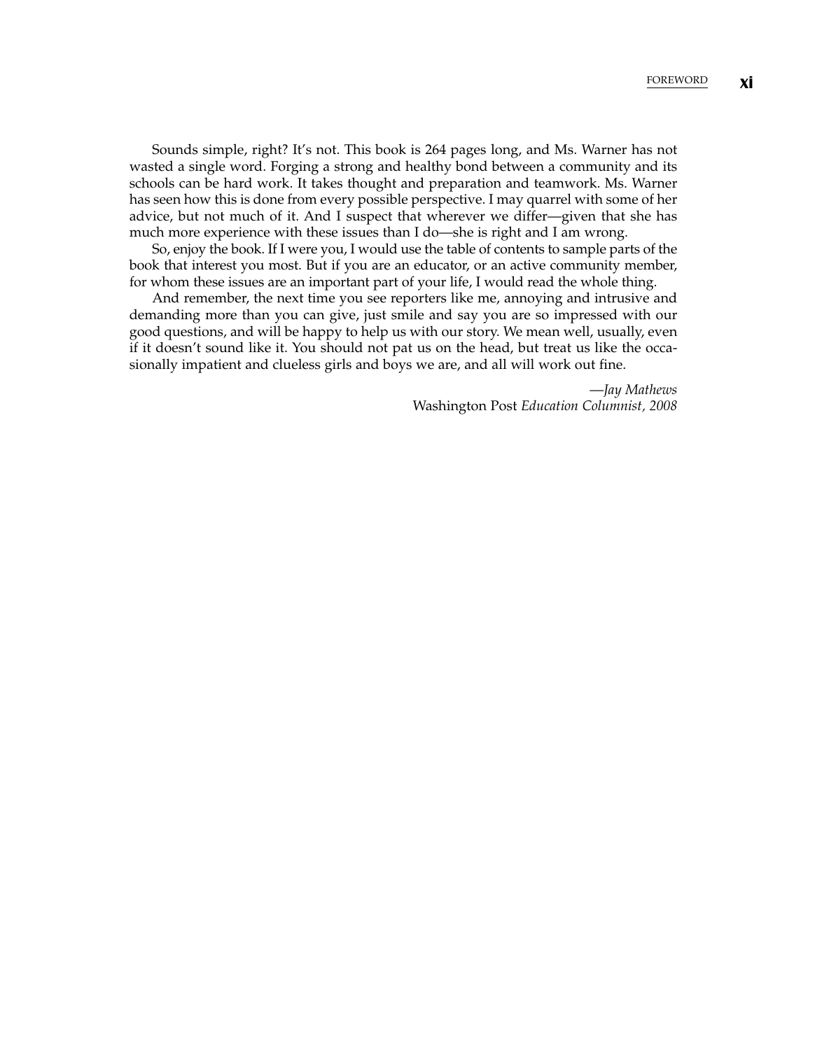Sounds simple, right? It's not. This book is 264 pages long, and Ms. Warner has not wasted a single word. Forging a strong and healthy bond between a community and its schools can be hard work. It takes thought and preparation and teamwork. Ms. Warner has seen how this is done from every possible perspective. I may quarrel with some of her advice, but not much of it. And I suspect that wherever we differ—given that she has much more experience with these issues than I do—she is right and I am wrong.

So, enjoy the book. If I were you, I would use the table of contents to sample parts of the book that interest you most. But if you are an educator, or an active community member, for whom these issues are an important part of your life, I would read the whole thing.

And remember, the next time you see reporters like me, annoying and intrusive and demanding more than you can give, just smile and say you are so impressed with our good questions, and will be happy to help us with our story. We mean well, usually, even if it doesn't sound like it. You should not pat us on the head, but treat us like the occasionally impatient and clueless girls and boys we are, and all will work out fine.

*—Jay Mathews*
Washington Post *Education Columnist, 2008*